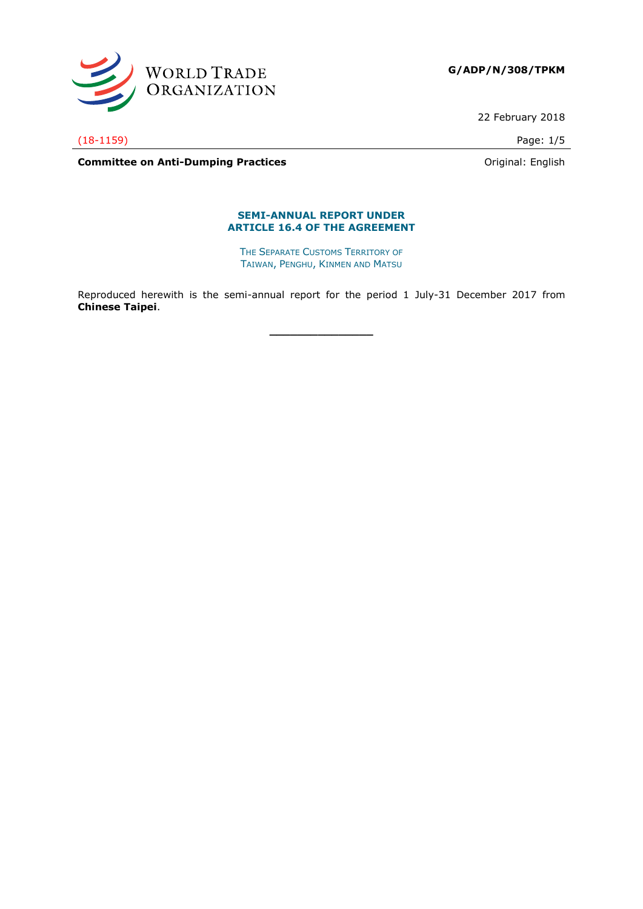WORLD TRADE ORGANIZATION

**G/ADP/N/308/TPKM**

22 February 2018

(18-1159)

**Committee on Anti-Dumping Practices**

Original: English

## SEMI-ANNUAL REPORT UNDER ARTICLE 16.4 OF THE AGREEMENT

THE SEPARATE CUSTOMS TERRITORY OF TAIWAN, PENGHU, KINMEN AND MATSU

Reproduced herewith is the semi-annual report for the period 1 July-31 December 2017 from **Chinese Taipei**.

\_\_\_\_\_\_\_\_\_\_\_\_\_\_\_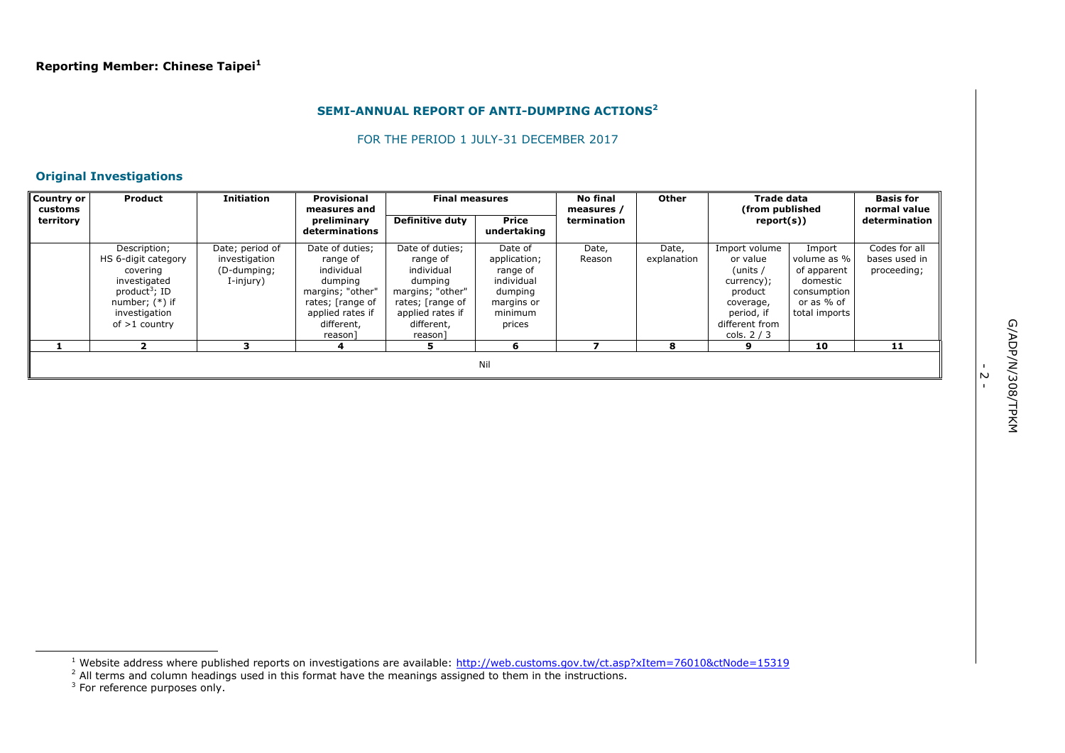**Reporting Member: Chinese Taipei[1]**

## SEMI-ANNUAL REPORT OF ANTI-DUMPING ACTIONS[2]

FOR THE PERIOD 1 JULY-31 DECEMBER 2017

### Original Investigations

| Country or customs territory | Product | Initiation | Provisional measures and preliminary determinations | Final measures | | No final measures / termination | Other | Trade data (from published report(s)) | | Basis for normal value determination |
|---|---|---|---|---|---|---|---|---|---|---|
| | | | | Definitive duty | Price undertaking | | | | | |
| | Description; HS 6-digit category covering investigated product[3]; ID number; (*) if investigation of >1 country | Date; period of investigation (D-dumping; I-injury) | Date of duties; range of individual dumping margins; "other" rates; [range of applied rates if different, reason] | Date of duties; range of individual dumping margins; "other" rates; [range of applied rates if different, reason] | Date of application; range of individual dumping margins or minimum prices | Date, Reason | Date, explanation | Import volume or value (units / currency); product coverage, period, if different from cols. 2 / 3 | Import volume as % of apparent domestic consumption or as % of total imports | Codes for all bases used in proceeding; |
| 1 | 2 | 3 | 4 | 5 | 6 | 7 | 8 | 9 | 10 | 11 |
| Nil | | | | | | | | | | |

[1] Website address where published reports on investigations are available: http://web.customs.gov.tw/ct.asp?xItem=76010&ctNode=15319

[2] All terms and column headings used in this format have the meanings assigned to them in the instructions.

[3] For reference purposes only.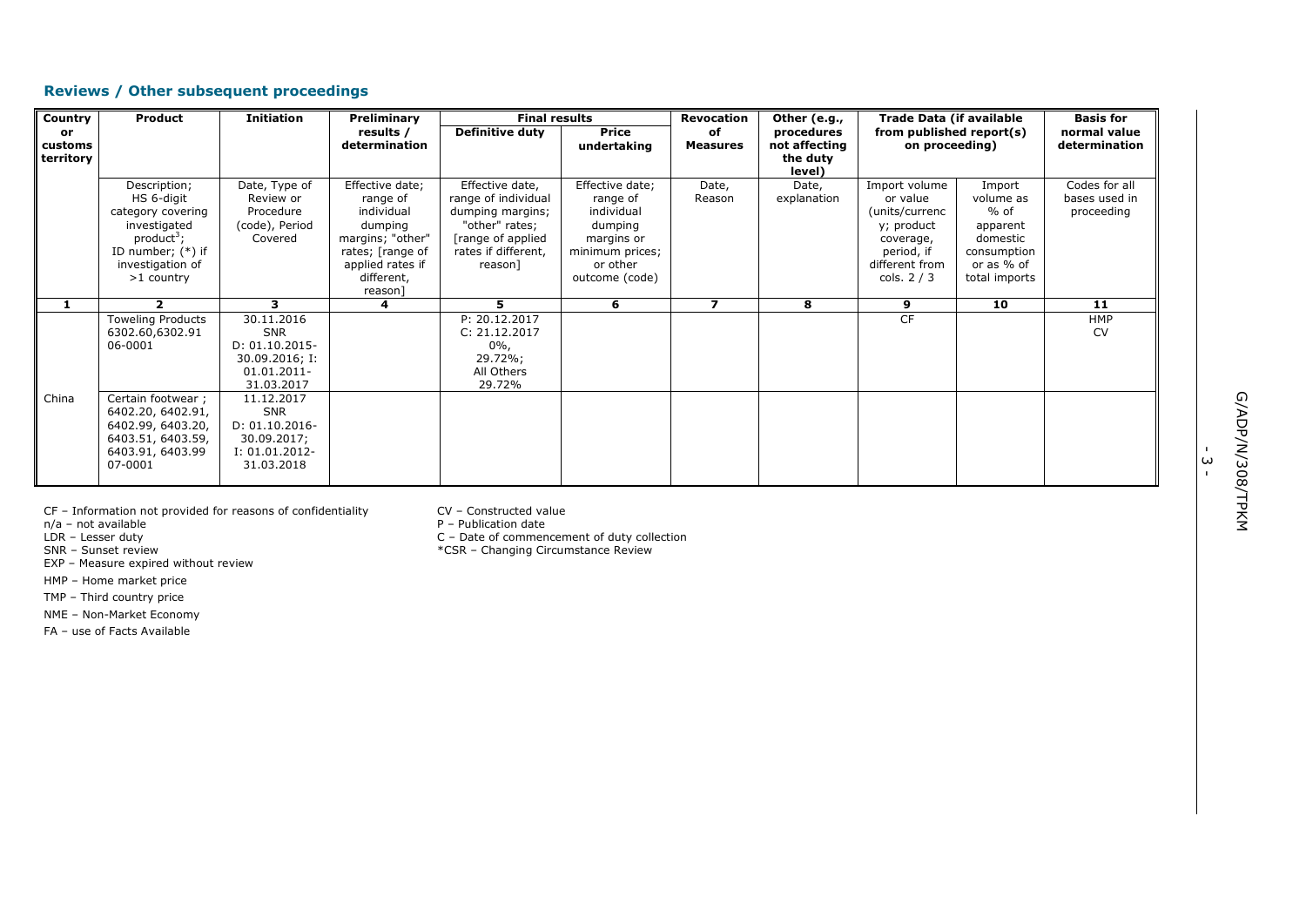## Reviews / Other subsequent proceedings

| Country or customs territory | Product | Initiation | Preliminary results / determination | Final results | | Revocation of Measures | Other (e.g., procedures not affecting the duty level) | Trade Data (if available from published report(s) on proceeding) | | Basis for normal value determination |
|---|---|---|---|---|---|---|---|---|---|---|
| | | | | Definitive duty | Price undertaking | | | | | |
| | Description; HS 6-digit category covering investigated product[3]; ID number; (*) if investigation of >1 country | Date, Type of Review or Procedure (code), Period Covered | Effective date; range of individual dumping margins; "other" rates; [range of applied rates if different, reason] | Effective date, range of individual dumping margins; "other" rates; [range of applied rates if different, reason] | Effective date; range of individual dumping margins or minimum prices; or other outcome (code) | Date, Reason | Date, explanation | Import volume or value (units/currency; product coverage, period, if different from cols. 2 / 3 | Import volume as % of apparent domestic consumption or as % of total imports | Codes for all bases used in proceeding |
| **1** | **2** | **3** | **4** | **5** | **6** | **7** | **8** | **9** | **10** | **11** |
| China | Toweling Products 6302.60,6302.91 06-0001 | 30.11.2016 SNR D: 01.10.2015-30.09.2016; I: 01.01.2011-31.03.2017 | | P: 20.12.2017 C: 21.12.2017 0%, 29.72%; All Others 29.72% | | | | CF | | HMP CV |
| | Certain footwear ; 6402.20, 6402.91, 6402.99, 6403.20, 6403.51, 6403.59, 6403.91, 6403.99 07-0001 | 11.12.2017 SNR D: 01.10.2016-30.09.2017; I: 01.01.2012-31.03.2018 | | | | | | | | |

CF – Information not provided for reasons of confidentiality
n/a – not available
LDR – Lesser duty
SNR – Sunset review
EXP – Measure expired without review
HMP – Home market price
TMP – Third country price
NME – Non-Market Economy
FA – use of Facts Available

CV – Constructed value
P – Publication date
C – Date of commencement of duty collection
*CSR – Changing Circumstance Review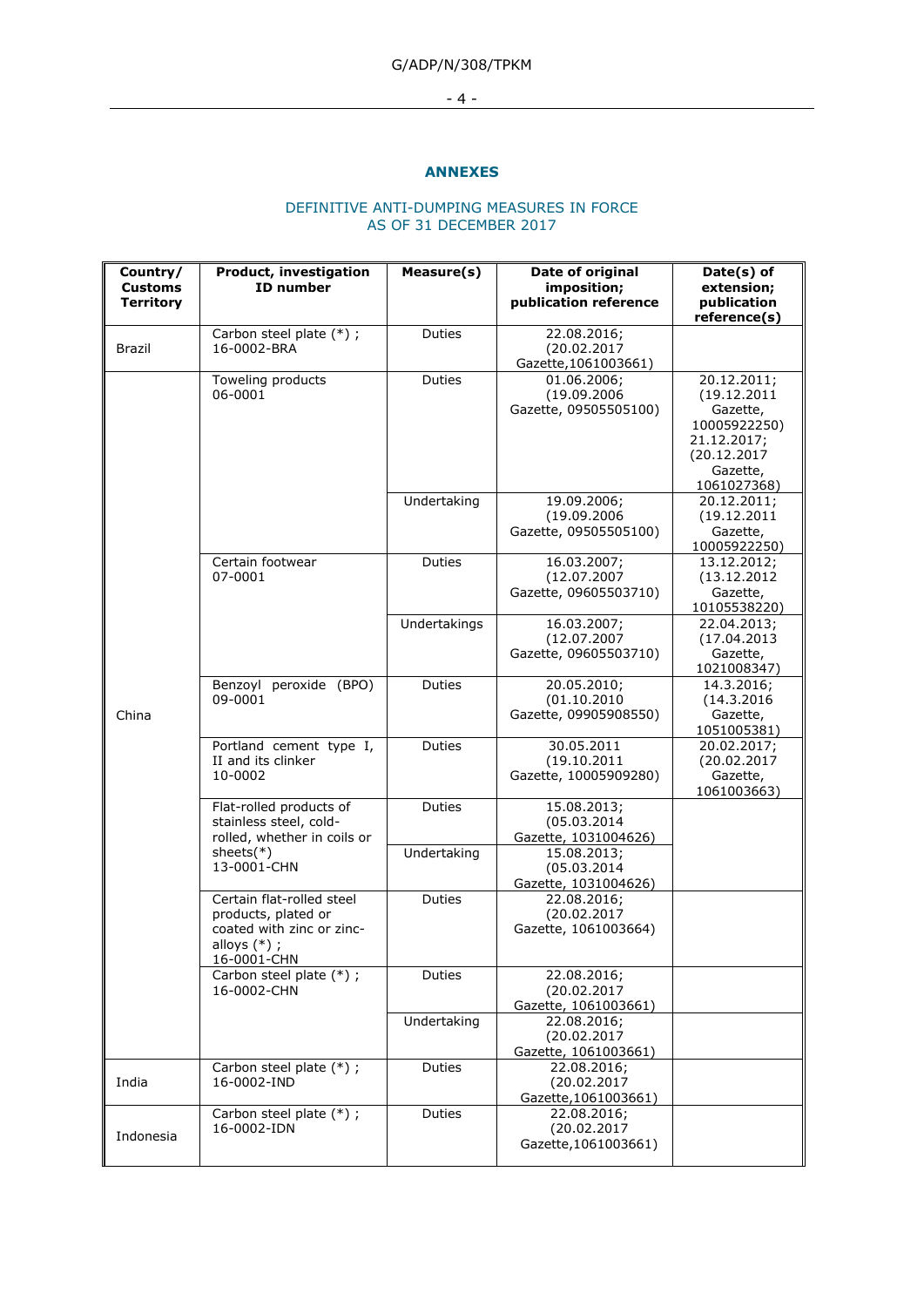## ANNEXES

### DEFINITIVE ANTI-DUMPING MEASURES IN FORCE AS OF 31 DECEMBER 2017

| Country/ Customs Territory | Product, investigation ID number | Measure(s) | Date of original imposition; publication reference | Date(s) of extension; publication reference(s) |
|---|---|---|---|---|
| Brazil | Carbon steel plate (*) ; 16-0002-BRA | Duties | 22.08.2016; (20.02.2017 Gazette,1061003661) | |
| China | Toweling products 06-0001 | Duties | 01.06.2006; (19.09.2006 Gazette, 09505505100) | 20.12.2011; (19.12.2011 Gazette, 10005922250) 21.12.2017; (20.12.2017 Gazette, 1061027368) |
| | | Undertaking | 19.09.2006; (19.09.2006 Gazette, 09505505100) | 20.12.2011; (19.12.2011 Gazette, 10005922250) |
| | Certain footwear 07-0001 | Duties | 16.03.2007; (12.07.2007 Gazette, 09605503710) | 13.12.2012; (13.12.2012 Gazette, 10105538220) |
| | | Undertakings | 16.03.2007; (12.07.2007 Gazette, 09605503710) | 22.04.2013; (17.04.2013 Gazette, 1021008347) |
| | Benzoyl peroxide (BPO) 09-0001 | Duties | 20.05.2010; (01.10.2010 Gazette, 09905908550) | 14.3.2016; (14.3.2016 Gazette, 1051005381) |
| | Portland cement type I, II and its clinker 10-0002 | Duties | 30.05.2011 (19.10.2011 Gazette, 10005909280) | 20.02.2017; (20.02.2017 Gazette, 1061003663) |
| | Flat-rolled products of stainless steel, cold-rolled, whether in coils or sheets(*) 13-0001-CHN | Duties | 15.08.2013; (05.03.2014 Gazette, 1031004626) | |
| | | Undertaking | 15.08.2013; (05.03.2014 Gazette, 1031004626) | |
| | Certain flat-rolled steel products, plated or coated with zinc or zinc-alloys (*) ; 16-0001-CHN | Duties | 22.08.2016; (20.02.2017 Gazette, 1061003664) | |
| | Carbon steel plate (*) ; 16-0002-CHN | Duties | 22.08.2016; (20.02.2017 Gazette, 1061003661) | |
| | | Undertaking | 22.08.2016; (20.02.2017 Gazette, 1061003661) | |
| India | Carbon steel plate (*) ; 16-0002-IND | Duties | 22.08.2016; (20.02.2017 Gazette,1061003661) | |
| Indonesia | Carbon steel plate (*) ; 16-0002-IDN | Duties | 22.08.2016; (20.02.2017 Gazette,1061003661) | |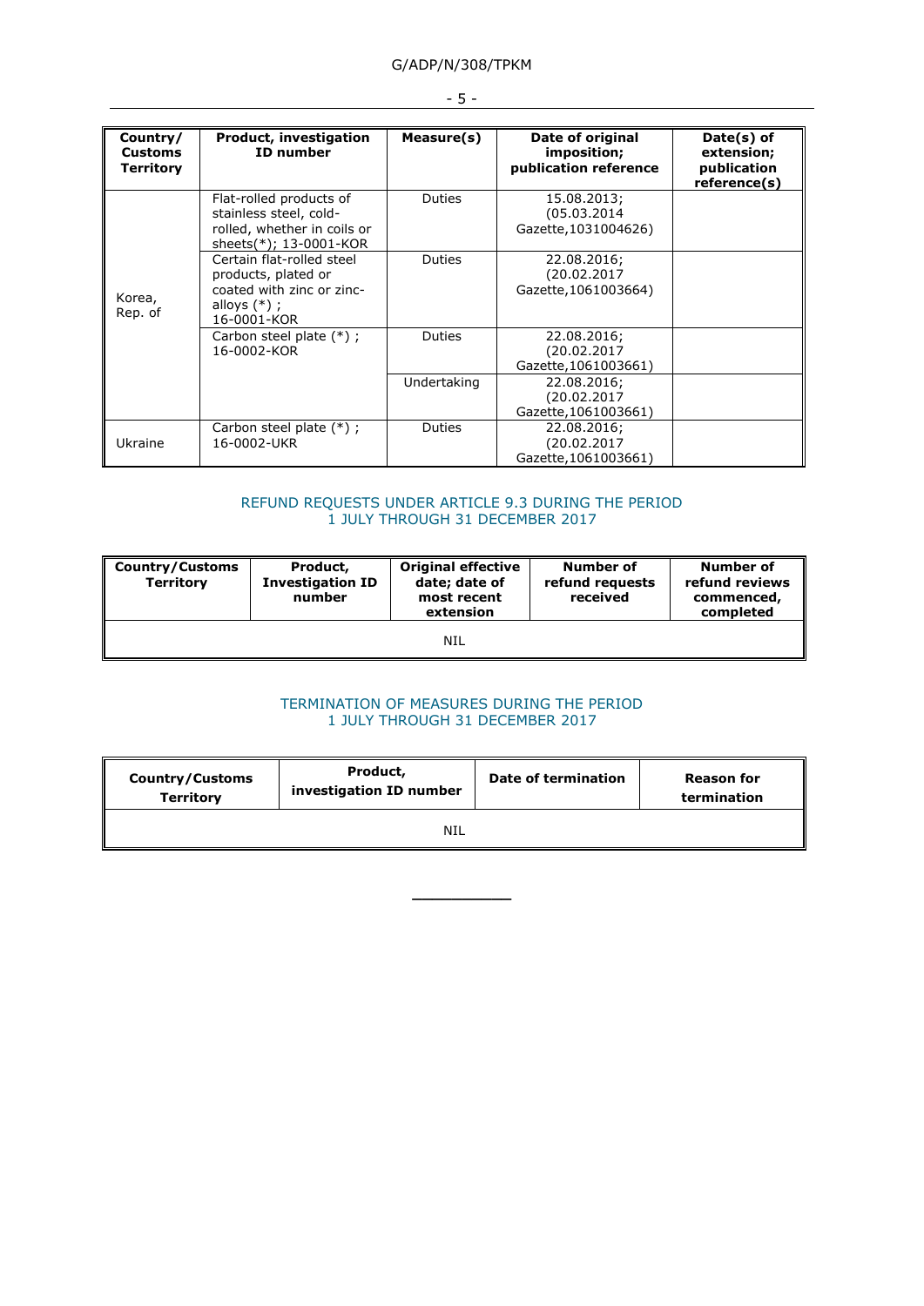| Country/ Customs Territory | Product, investigation ID number | Measure(s) | Date of original imposition; publication reference | Date(s) of extension; publication reference(s) |
|---|---|---|---|---|
| Korea, Rep. of | Flat-rolled products of stainless steel, cold-rolled, whether in coils or sheets(*); 13-0001-KOR | Duties | 15.08.2013; (05.03.2014 Gazette,1031004626) | |
| | Certain flat-rolled steel products, plated or coated with zinc or zinc-alloys (*) ; 16-0001-KOR | Duties | 22.08.2016; (20.02.2017 Gazette,1061003664) | |
| | Carbon steel plate (*) ; 16-0002-KOR | Duties | 22.08.2016; (20.02.2017 Gazette,1061003661) | |
| | | Undertaking | 22.08.2016; (20.02.2017 Gazette,1061003661) | |
| Ukraine | Carbon steel plate (*) ; 16-0002-UKR | Duties | 22.08.2016; (20.02.2017 Gazette,1061003661) | |

## REFUND REQUESTS UNDER ARTICLE 9.3 DURING THE PERIOD 1 JULY THROUGH 31 DECEMBER 2017

| Country/Customs Territory | Product, Investigation ID number | Original effective date; date of most recent extension | Number of refund requests received | Number of refund reviews commenced, completed |
|---|---|---|---|---|
| NIL | | | | |

## TERMINATION OF MEASURES DURING THE PERIOD 1 JULY THROUGH 31 DECEMBER 2017

| Country/Customs Territory | Product, investigation ID number | Date of termination | Reason for termination |
|---|---|---|---|
| NIL | | | |

__________